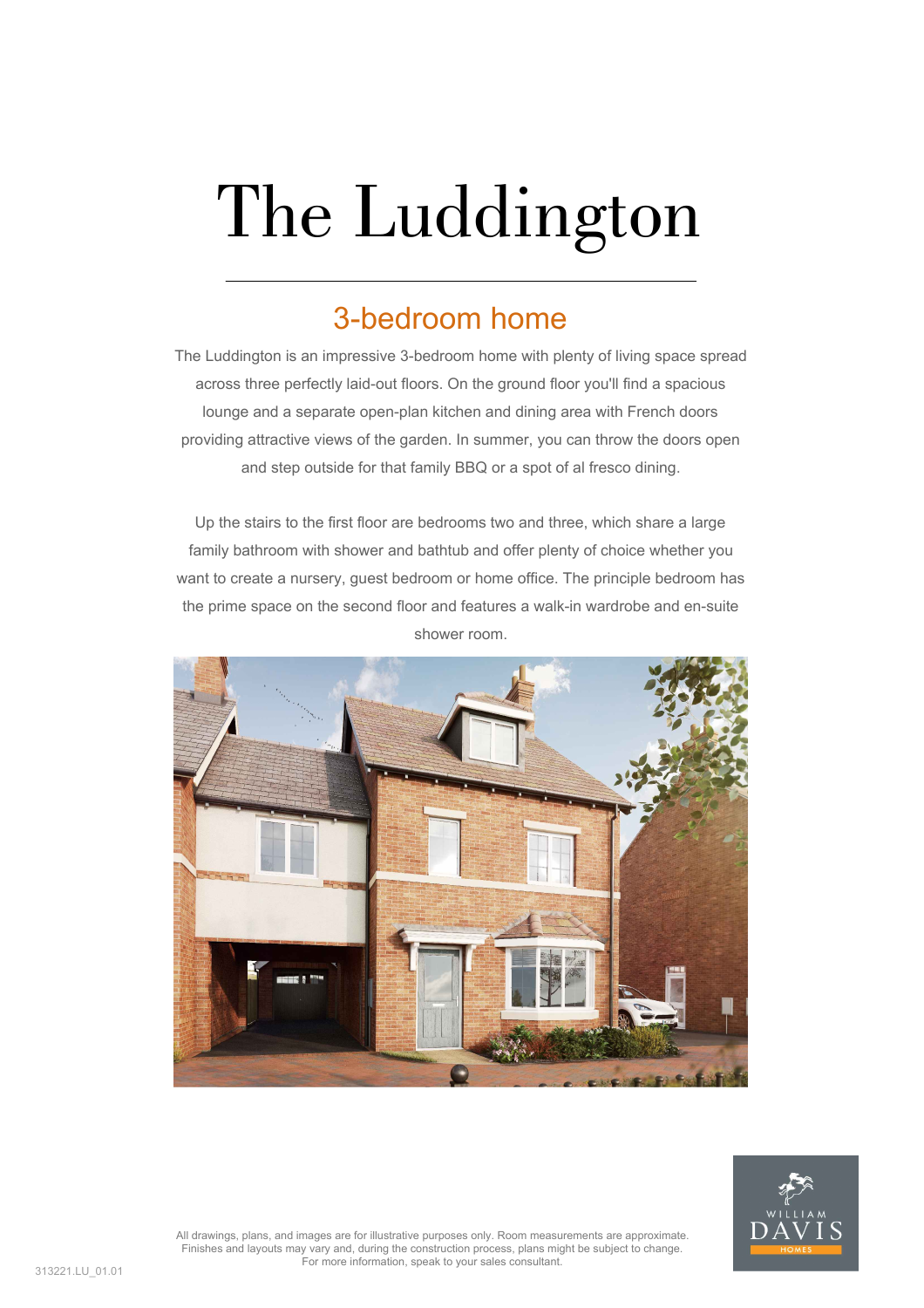# The Luddington

## 3-bedroom home

The Luddington is an impressive 3-bedroom home with plenty of living space spread across three perfectly laid-out floors. On the ground floor you'll find a spacious lounge and a separate open-plan kitchen and dining area with French doors providing attractive views of the garden. In summer, you can throw the doors open and step outside for that family BBQ or a spot of al fresco dining.

Up the stairs to the first floor are bedrooms two and three, which share a large family bathroom with shower and bathtub and offer plenty of choice whether you want to create a nursery, guest bedroom or home office. The principle bedroom has the prime space on the second floor and features a walk-in wardrobe and en-suite shower room.

All drawings, plans, and images are for illustrative purposes only. Room measurements are approximate. Finishes and layouts may vary and, during the construction process, plans might be subject to change. For more information, speak to your sales consultant.

313221.LU_01.01

WILLIAM DAVIS HOMES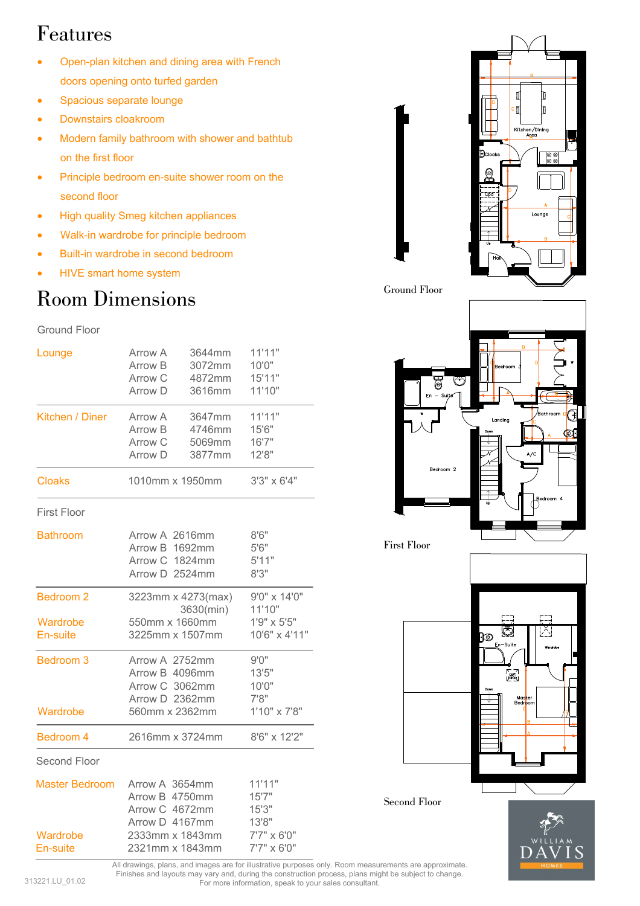# Features

- Open-plan kitchen and dining area with French doors opening onto turfed garden
- Spacious separate lounge
- Downstairs cloakroom
- Modern family bathroom with shower and bathtub on the first floor
- Principle bedroom en-suite shower room on the second floor
- High quality Smeg kitchen appliances
- Walk-in wardrobe for principle bedroom
- Built-in wardrobe in second bedroom
- HIVE smart home system

# Room Dimensions

## Ground Floor

| | | | |
|---|---|---|---|
| Lounge | Arrow A | 3644mm | 11'11" |
| | Arrow B | 3072mm | 10'0" |
| | Arrow C | 4872mm | 15'11" |
| | Arrow D | 3616mm | 11'10" |
| Kitchen / Diner | Arrow A | 3647mm | 11'11" |
| | Arrow B | 4746mm | 15'6" |
| | Arrow C | 5069mm | 16'7" |
| | Arrow D | 3877mm | 12'8" |
| Cloaks | 1010mm x 1950mm | | 3'3" x 6'4" |

## First Floor

| | | |
|---|---|---|
| Bathroom | Arrow A 2616mm | 8'6" |
| | Arrow B 1692mm | 5'6" |
| | Arrow C 1824mm | 5'11" |
| | Arrow D 2524mm | 8'3" |
| Bedroom 2 | 3223mm x 4273(max) | 9'0" x 14'0" |
| | 3630(min) | 11'10" |
| Wardrobe | 550mm x 1660mm | 1'9" x 5'5" |
| En-suite | 3225mm x 1507mm | 10'6" x 4'11" |
| Bedroom 3 | Arrow A 2752mm | 9'0" |
| | Arrow B 4096mm | 13'5" |
| | Arrow C 3062mm | 10'0" |
| | Arrow D 2362mm | 7'8" |
| Wardrobe | 560mm x 2362mm | 1'10" x 7'8" |
| Bedroom 4 | 2616mm x 3724mm | 8'6" x 12'2" |

## Second Floor

| | | |
|---|---|---|
| Master Bedroom | Arrow A 3654mm | 11'11" |
| | Arrow B 4750mm | 15'7" |
| | Arrow C 4672mm | 15'3" |
| | Arrow D 4167mm | 13'8" |
| Wardrobe | 2333mm x 1843mm | 7'7" x 6'0" |
| En-suite | 2321mm x 1843mm | 7'7" x 6'0" |

Ground Floor

First Floor

Second Floor

WILLIAM DAVIS HOMES

All drawings, plans, and images are for illustrative purposes only. Room measurements are approximate. Finishes and layouts may vary and, during the construction process, plans might be subject to change. For more information, speak to your sales consultant.

313221.LU_01.02